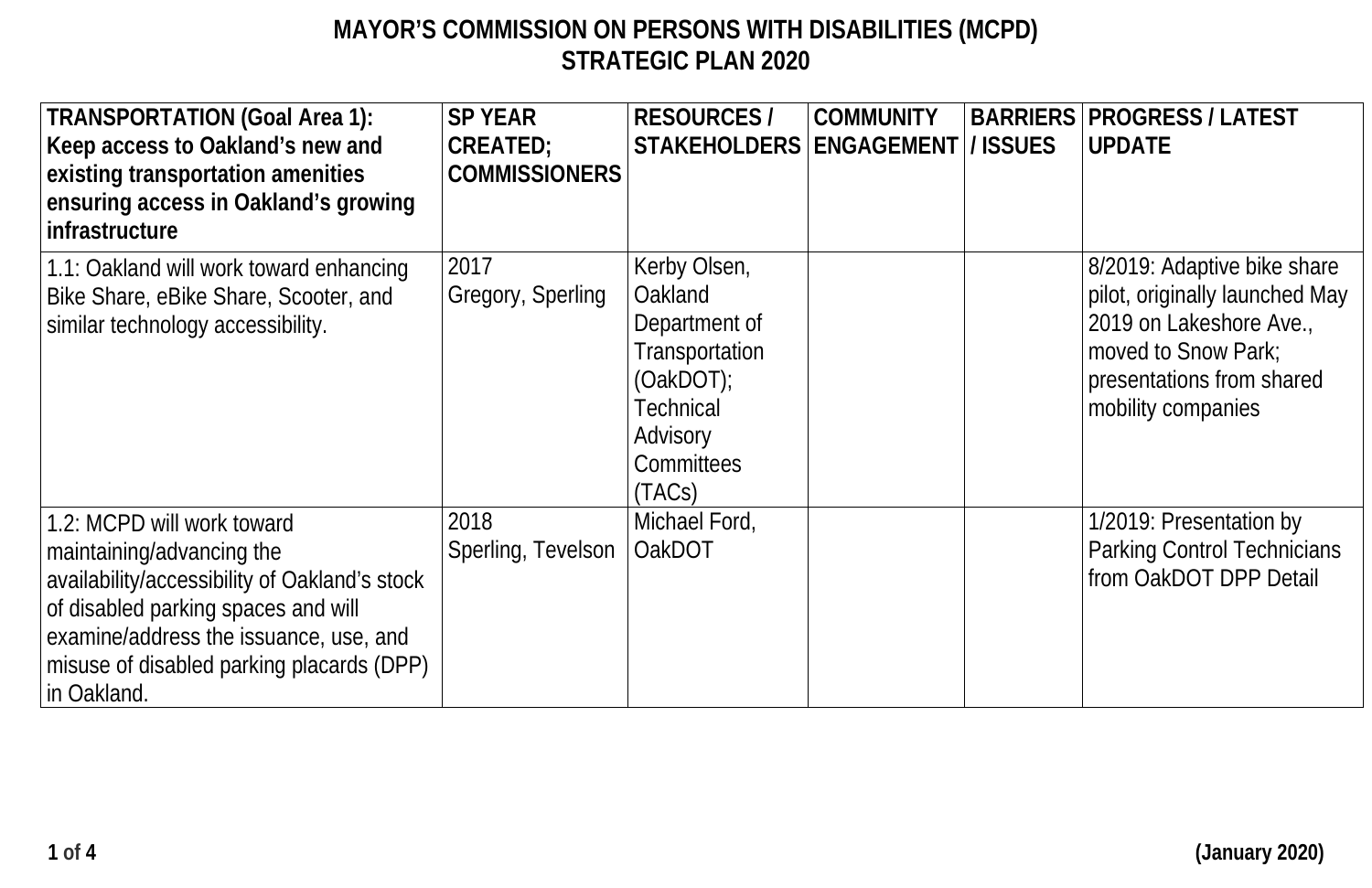# MAYOR'S COMMISSION ON PERSONS WITH DISABILITIES (MCPD)
## STRATEGIC PLAN 2020

| **TRANSPORTATION (Goal Area 1): Keep access to Oakland's new and existing transportation amenities ensuring access in Oakland's growing infrastructure** | **SP YEAR CREATED; COMMISSIONERS** | **RESOURCES / STAKEHOLDERS** | **COMMUNITY ENGAGEMENT** | **BARRIERS / ISSUES** | **PROGRESS / LATEST UPDATE** |
|---|---|---|---|---|---|
| 1.1: Oakland will work toward enhancing Bike Share, eBike Share, Scooter, and similar technology accessibility. | 2017<br>Gregory, Sperling | Kerby Olsen, Oakland Department of Transportation (OakDOT); Technical Advisory Committees (TACs) | | | 8/2019: Adaptive bike share pilot, originally launched May 2019 on Lakeshore Ave., moved to Snow Park; presentations from shared mobility companies |
| 1.2: MCPD will work toward maintaining/advancing the availability/accessibility of Oakland's stock of disabled parking spaces and will examine/address the issuance, use, and misuse of disabled parking placards (DPP) in Oakland. | 2018<br>Sperling, Tevelson | Michael Ford, OakDOT | | | 1/2019: Presentation by Parking Control Technicians from OakDOT DPP Detail |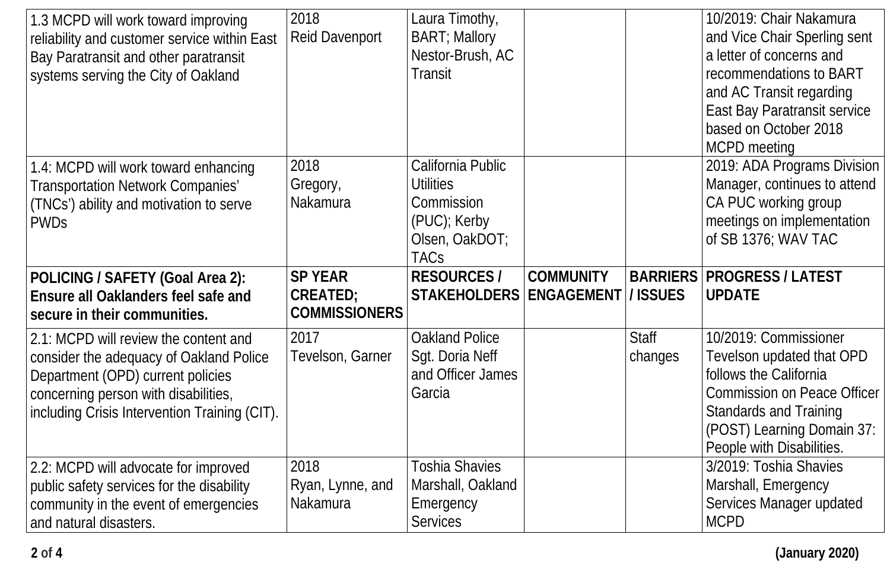| 1.3 MCPD will work toward improving reliability and customer service within East Bay Paratransit and other paratransit systems serving the City of Oakland | 2018 Reid Davenport | Laura Timothy, BART; Mallory Nestor-Brush, AC Transit | | | 10/2019: Chair Nakamura and Vice Chair Sperling sent a letter of concerns and recommendations to BART and AC Transit regarding East Bay Paratransit service based on October 2018 MCPD meeting |
|---|---|---|---|---|---|
| 1.4: MCPD will work toward enhancing Transportation Network Companies' (TNCs') ability and motivation to serve PWDs | 2018 Gregory, Nakamura | California Public Utilities Commission (PUC); Kerby Olsen, OakDOT; TACs | | | 2019: ADA Programs Division Manager, continues to attend CA PUC working group meetings on implementation of SB 1376; WAV TAC |
| **POLICING / SAFETY (Goal Area 2): Ensure all Oaklanders feel safe and secure in their communities.** | **SP YEAR CREATED; COMMISSIONERS** | **RESOURCES / STAKEHOLDERS** | **COMMUNITY ENGAGEMENT** | **BARRIERS / ISSUES** | **PROGRESS / LATEST UPDATE** |
| 2.1: MCPD will review the content and consider the adequacy of Oakland Police Department (OPD) current policies concerning person with disabilities, including Crisis Intervention Training (CIT). | 2017 Tevelson, Garner | Oakland Police Sgt. Doria Neff and Officer James Garcia | | Staff changes | 10/2019: Commissioner Tevelson updated that OPD follows the California Commission on Peace Officer Standards and Training (POST) Learning Domain 37: People with Disabilities. |
| 2.2: MCPD will advocate for improved public safety services for the disability community in the event of emergencies and natural disasters. | 2018 Ryan, Lynne, and Nakamura | Toshia Shavies Marshall, Oakland Emergency Services | | | 3/2019: Toshia Shavies Marshall, Emergency Services Manager updated MCPD |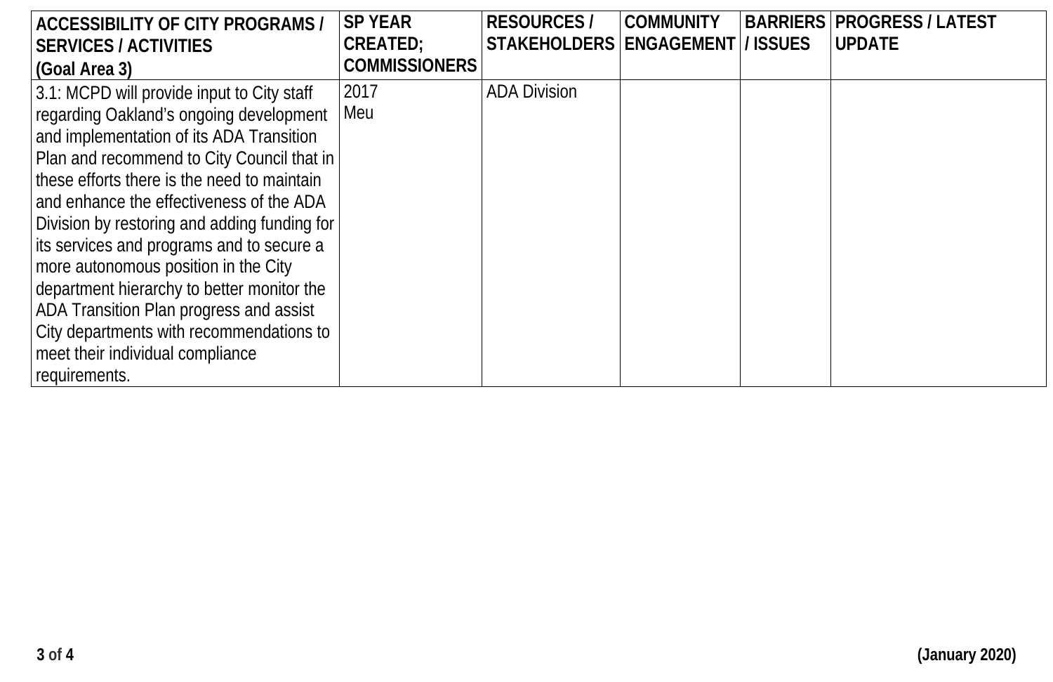| ACCESSIBILITY OF CITY PROGRAMS / SERVICES / ACTIVITIES (Goal Area 3) | SP YEAR CREATED; COMMISSIONERS | RESOURCES / STAKEHOLDERS | COMMUNITY ENGAGEMENT | BARRIERS / ISSUES | PROGRESS / LATEST UPDATE |
|---|---|---|---|---|---|
| 3.1: MCPD will provide input to City staff regarding Oakland's ongoing development and implementation of its ADA Transition Plan and recommend to City Council that in these efforts there is the need to maintain and enhance the effectiveness of the ADA Division by restoring and adding funding for its services and programs and to secure a more autonomous position in the City department hierarchy to better monitor the ADA Transition Plan progress and assist City departments with recommendations to meet their individual compliance requirements. | 2017 Meu | ADA Division | | | |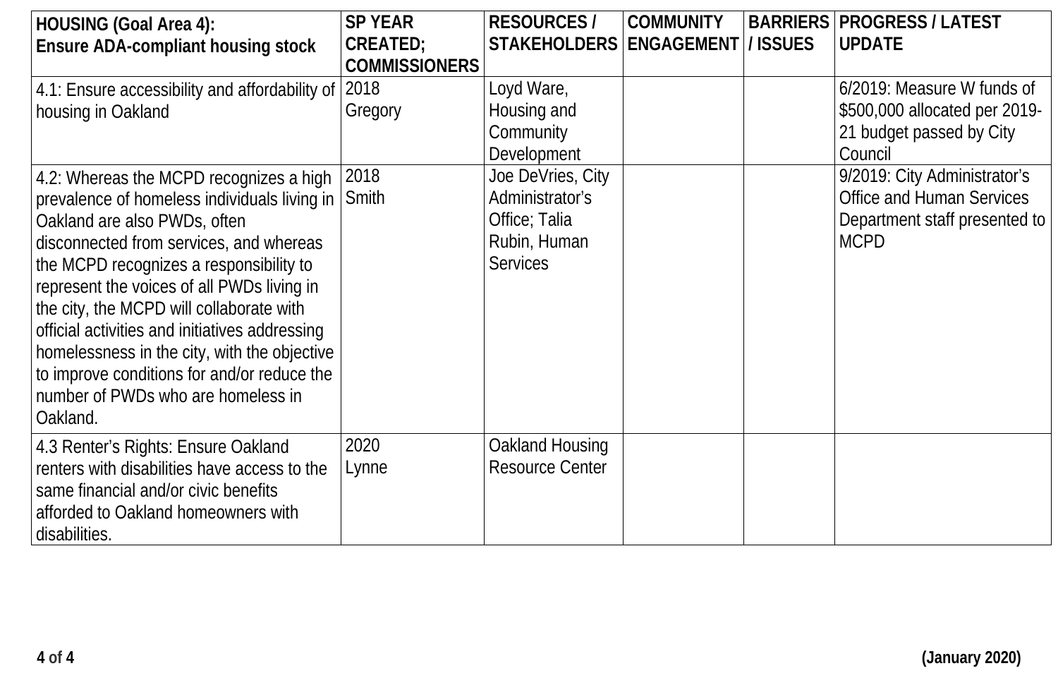| HOUSING (Goal Area 4): Ensure ADA-compliant housing stock | SP YEAR CREATED; COMMISSIONERS | RESOURCES / STAKEHOLDERS | COMMUNITY ENGAGEMENT | BARRIERS / ISSUES | PROGRESS / LATEST UPDATE |
|---|---|---|---|---|---|
| 4.1: Ensure accessibility and affordability of housing in Oakland | 2018 Gregory | Loyd Ware, Housing and Community Development | | | 6/2019: Measure W funds of $500,000 allocated per 2019-21 budget passed by City Council |
| 4.2: Whereas the MCPD recognizes a high prevalence of homeless individuals living in Oakland are also PWDs, often disconnected from services, and whereas the MCPD recognizes a responsibility to represent the voices of all PWDs living in the city, the MCPD will collaborate with official activities and initiatives addressing homelessness in the city, with the objective to improve conditions for and/or reduce the number of PWDs who are homeless in Oakland. | 2018 Smith | Joe DeVries, City Administrator's Office; Talia Rubin, Human Services | | | 9/2019: City Administrator's Office and Human Services Department staff presented to MCPD |
| 4.3 Renter's Rights: Ensure Oakland renters with disabilities have access to the same financial and/or civic benefits afforded to Oakland homeowners with disabilities. | 2020 Lynne | Oakland Housing Resource Center | | | |